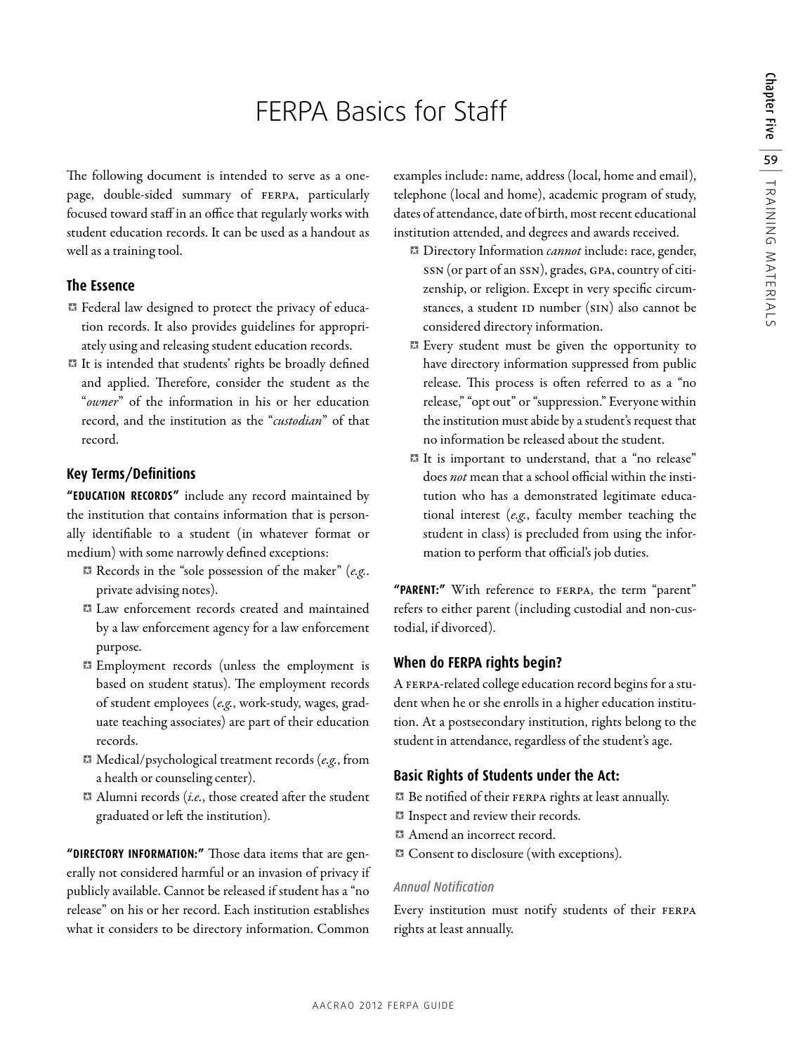# FERPA Basics for Staff

The following document is intended to serve as a one-page, double-sided summary of FERPA, particularly focused toward staff in an office that regularly works with student education records. It can be used as a handout as well as a training tool.

## The Essence

- Federal law designed to protect the privacy of education records. It also provides guidelines for appropriately using and releasing student education records.
- It is intended that students' rights be broadly defined and applied. Therefore, consider the student as the "*owner*" of the information in his or her education record, and the institution as the "*custodian*" of that record.

## Key Terms/Definitions

**"EDUCATION RECORDS"** include any record maintained by the institution that contains information that is personally identifiable to a student (in whatever format or medium) with some narrowly defined exceptions:

- Records in the "sole possession of the maker" (*e.g.*. private advising notes).
- Law enforcement records created and maintained by a law enforcement agency for a law enforcement purpose.
- Employment records (unless the employment is based on student status). The employment records of student employees (*e.g.*, work-study, wages, graduate teaching associates) are part of their education records.
- Medical/psychological treatment records (*e.g.*, from a health or counseling center).
- Alumni records (*i.e.*, those created after the student graduated or left the institution).

**"DIRECTORY INFORMATION:"** Those data items that are generally not considered harmful or an invasion of privacy if publicly available. Cannot be released if student has a "no release" on his or her record. Each institution establishes what it considers to be directory information. Common examples include: name, address (local, home and email), telephone (local and home), academic program of study, dates of attendance, date of birth, most recent educational institution attended, and degrees and awards received.

- Directory Information *cannot* include: race, gender, SSN (or part of an SSN), grades, GPA, country of citizenship, or religion. Except in very specific circumstances, a student ID number (SIN) also cannot be considered directory information.
- Every student must be given the opportunity to have directory information suppressed from public release. This process is often referred to as a "no release," "opt out" or "suppression." Everyone within the institution must abide by a student's request that no information be released about the student.
- It is important to understand, that a "no release" does *not* mean that a school official within the institution who has a demonstrated legitimate educational interest (*e.g.*, faculty member teaching the student in class) is precluded from using the information to perform that official's job duties.

**"PARENT:"** With reference to FERPA, the term "parent" refers to either parent (including custodial and non-custodial, if divorced).

## When do FERPA rights begin?

A FERPA-related college education record begins for a student when he or she enrolls in a higher education institution. At a postsecondary institution, rights belong to the student in attendance, regardless of the student's age.

## Basic Rights of Students under the Act:

- Be notified of their FERPA rights at least annually.
- Inspect and review their records.
- Amend an incorrect record.
- Consent to disclosure (with exceptions).

### *Annual Notification*

Every institution must notify students of their FERPA rights at least annually.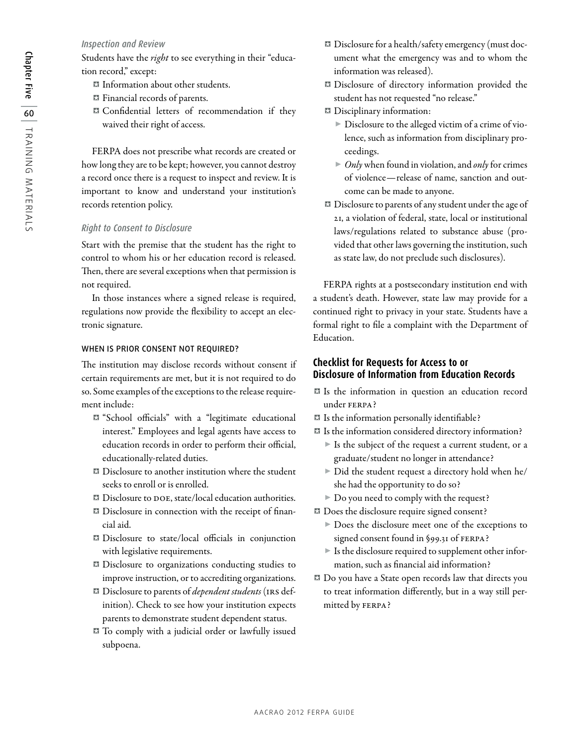*Inspection and Review*

Students have the *right* to see everything in their "education record," except:

- Information about other students.
- Financial records of parents.
- Confidential letters of recommendation if they waived their right of access.

FERPA does not prescribe what records are created or how long they are to be kept; however, you cannot destroy a record once there is a request to inspect and review. It is important to know and understand your institution's records retention policy.

*Right to Consent to Disclosure*

Start with the premise that the student has the right to control to whom his or her education record is released. Then, there are several exceptions when that permission is not required.

In those instances where a signed release is required, regulations now provide the flexibility to accept an electronic signature.

#### WHEN IS PRIOR CONSENT NOT REQUIRED?

The institution may disclose records without consent if certain requirements are met, but it is not required to do so. Some examples of the exceptions to the release requirement include:

- "School officials" with a "legitimate educational interest." Employees and legal agents have access to education records in order to perform their official, educationally-related duties.
- Disclosure to another institution where the student seeks to enroll or is enrolled.
- Disclosure to DOE, state/local education authorities.
- Disclosure in connection with the receipt of financial aid.
- Disclosure to state/local officials in conjunction with legislative requirements.
- Disclosure to organizations conducting studies to improve instruction, or to accrediting organizations.
- Disclosure to parents of *dependent students* (IRS definition). Check to see how your institution expects parents to demonstrate student dependent status.
- To comply with a judicial order or lawfully issued subpoena.
- Disclosure for a health/safety emergency (must document what the emergency was and to whom the information was released).
- Disclosure of directory information provided the student has not requested "no release."
- Disciplinary information:
  - Disclosure to the alleged victim of a crime of violence, such as information from disciplinary proceedings.
  - *Only* when found in violation, and *only* for crimes of violence—release of name, sanction and outcome can be made to anyone.
- Disclosure to parents of any student under the age of 21, a violation of federal, state, local or institutional laws/regulations related to substance abuse (provided that other laws governing the institution, such as state law, do not preclude such disclosures).

FERPA rights at a postsecondary institution end with a student's death. However, state law may provide for a continued right to privacy in your state. Students have a formal right to file a complaint with the Department of Education.

### Checklist for Requests for Access to or Disclosure of Information from Education Records

- Is the information in question an education record under FERPA?
- Is the information personally identifiable?
- Is the information considered directory information?
  - Is the subject of the request a current student, or a graduate/student no longer in attendance?
  - Did the student request a directory hold when he/she had the opportunity to do so?
  - Do you need to comply with the request?
- Does the disclosure require signed consent?
  - Does the disclosure meet one of the exceptions to signed consent found in §99.31 of FERPA?
  - Is the disclosure required to supplement other information, such as financial aid information?
- Do you have a State open records law that directs you to treat information differently, but in a way still permitted by FERPA?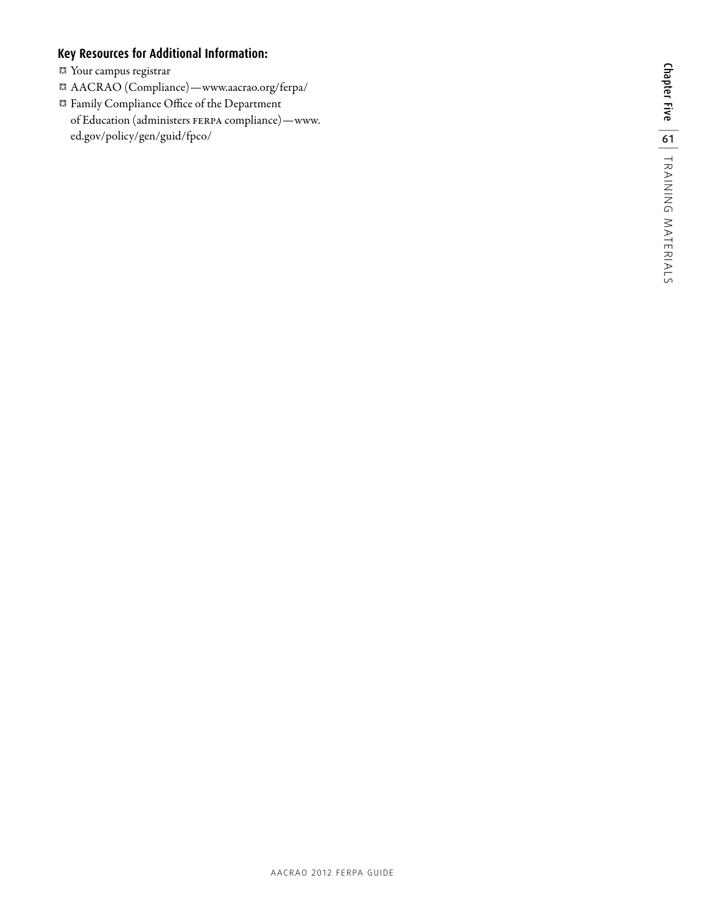### Key Resources for Additional Information:

- Your campus registrar
- AACRAO (Compliance)—www.aacrao.org/ferpa/
- Family Compliance Office of the Department of Education (administers FERPA compliance)—www.ed.gov/policy/gen/guid/fpco/